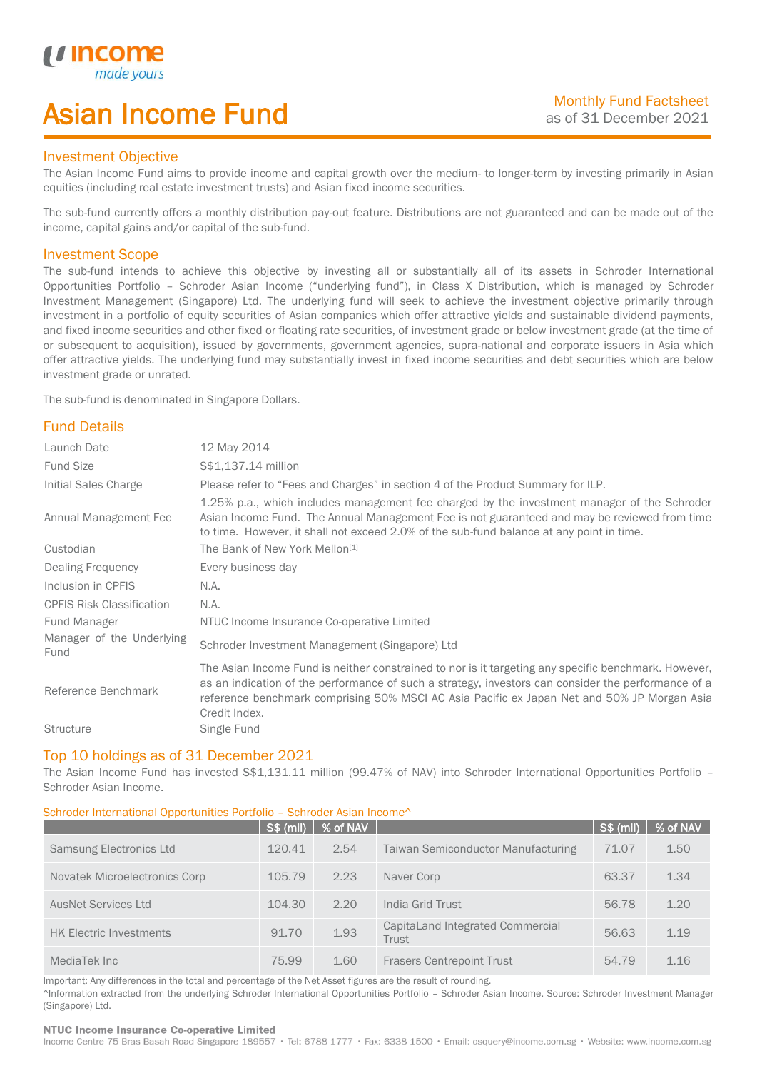# Asian Income Fund

Monthly Fund Factsheet
as of 31 December 2021

## Investment Objective

The Asian Income Fund aims to provide income and capital growth over the medium- to longer-term by investing primarily in Asian equities (including real estate investment trusts) and Asian fixed income securities.

The sub-fund currently offers a monthly distribution pay-out feature. Distributions are not guaranteed and can be made out of the income, capital gains and/or capital of the sub-fund.

## Investment Scope

The sub-fund intends to achieve this objective by investing all or substantially all of its assets in Schroder International Opportunities Portfolio – Schroder Asian Income ("underlying fund"), in Class X Distribution, which is managed by Schroder Investment Management (Singapore) Ltd. The underlying fund will seek to achieve the investment objective primarily through investment in a portfolio of equity securities of Asian companies which offer attractive yields and sustainable dividend payments, and fixed income securities and other fixed or floating rate securities, of investment grade or below investment grade (at the time of or subsequent to acquisition), issued by governments, government agencies, supra-national and corporate issuers in Asia which offer attractive yields. The underlying fund may substantially invest in fixed income securities and debt securities which are below investment grade or unrated.

The sub-fund is denominated in Singapore Dollars.

## Fund Details

| | |
|---|---|
| Launch Date | 12 May 2014 |
| Fund Size | S$1,137.14 million |
| Initial Sales Charge | Please refer to "Fees and Charges" in section 4 of the Product Summary for ILP. |
| Annual Management Fee | 1.25% p.a., which includes management fee charged by the investment manager of the Schroder Asian Income Fund. The Annual Management Fee is not guaranteed and may be reviewed from time to time. However, it shall not exceed 2.0% of the sub-fund balance at any point in time. |
| Custodian | The Bank of New York Mellon[1] |
| Dealing Frequency | Every business day |
| Inclusion in CPFIS | N.A. |
| CPFIS Risk Classification | N.A. |
| Fund Manager | NTUC Income Insurance Co-operative Limited |
| Manager of the Underlying Fund | Schroder Investment Management (Singapore) Ltd |
| Reference Benchmark | The Asian Income Fund is neither constrained to nor is it targeting any specific benchmark. However, as an indication of the performance of such a strategy, investors can consider the performance of a reference benchmark comprising 50% MSCI AC Asia Pacific ex Japan Net and 50% JP Morgan Asia Credit Index. |
| Structure | Single Fund |

## Top 10 holdings as of 31 December 2021

The Asian Income Fund has invested S$1,131.11 million (99.47% of NAV) into Schroder International Opportunities Portfolio – Schroder Asian Income.

Schroder International Opportunities Portfolio – Schroder Asian Income^

| | S$ (mil) | % of NAV | | S$ (mil) | % of NAV |
|---|---|---|---|---|---|
| Samsung Electronics Ltd | 120.41 | 2.54 | Taiwan Semiconductor Manufacturing | 71.07 | 1.50 |
| Novatek Microelectronics Corp | 105.79 | 2.23 | Naver Corp | 63.37 | 1.34 |
| AusNet Services Ltd | 104.30 | 2.20 | India Grid Trust | 56.78 | 1.20 |
| HK Electric Investments | 91.70 | 1.93 | CapitaLand Integrated Commercial Trust | 56.63 | 1.19 |
| MediaTek Inc | 75.99 | 1.60 | Frasers Centrepoint Trust | 54.79 | 1.16 |

Important: Any differences in the total and percentage of the Net Asset figures are the result of rounding.

^Information extracted from the underlying Schroder International Opportunities Portfolio – Schroder Asian Income. Source: Schroder Investment Manager (Singapore) Ltd.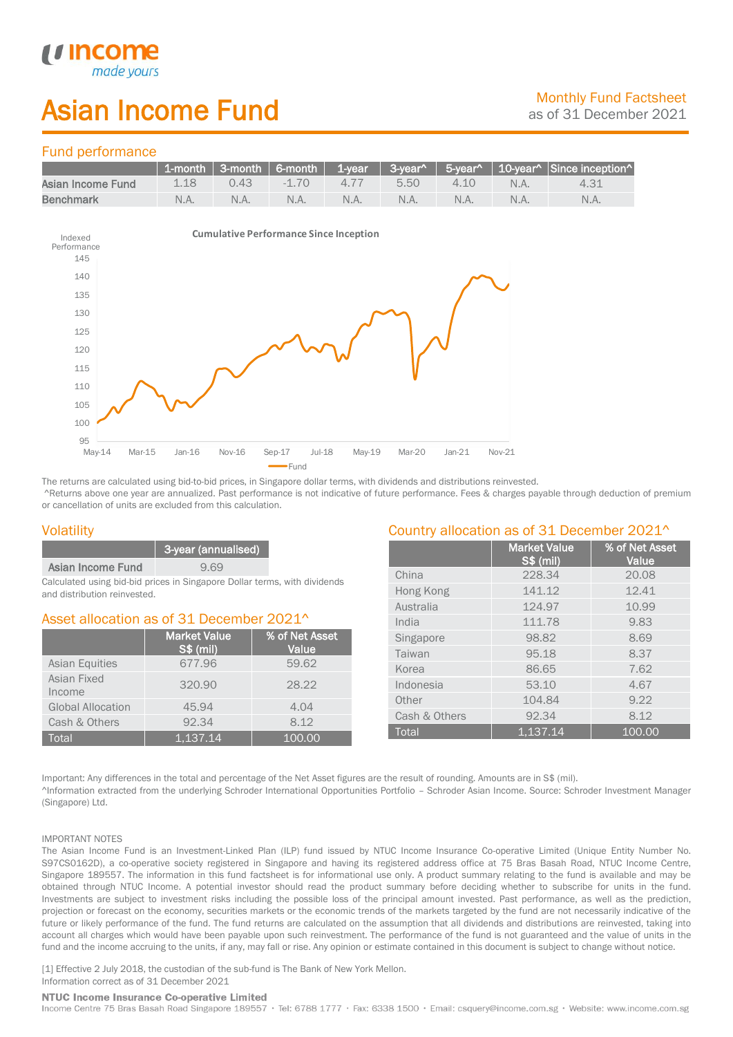income
made yours

# Asian Income Fund

Monthly Fund Factsheet
as of 31 December 2021

## Fund performance

| | 1-month | 3-month | 6-month | 1-year | 3-year^ | 5-year^ | 10-year^ | Since inception^ |
|---|---|---|---|---|---|---|---|---|
| Asian Income Fund | 1.18 | 0.43 | -1.70 | 4.77 | 5.50 | 4.10 | N.A. | 4.31 |
| Benchmark | N.A. | N.A. | N.A. | N.A. | N.A. | N.A. | N.A. | N.A. |

Cumulative Performance Since Inception

Indexed Performance
145
140
135
130
125
120
115
110
105
100
95
May-14 Mar-15 Jan-16 Nov-16 Sep-17 Jul-18 May-19 Mar-20 Jan-21 Nov-21
Fund

The returns are calculated using bid-to-bid prices, in Singapore dollar terms, with dividends and distributions reinvested.
^Returns above one year are annualized. Past performance is not indicative of future performance. Fees & charges payable through deduction of premium or cancellation of units are excluded from this calculation.

## Volatility

| | 3-year (annualised) |
|---|---|
| Asian Income Fund | 9.69 |

Calculated using bid-bid prices in Singapore Dollar terms, with dividends and distribution reinvested.

## Asset allocation as of 31 December 2021^

| | Market Value S$ (mil) | % of Net Asset Value |
|---|---|---|
| Asian Equities | 677.96 | 59.62 |
| Asian Fixed Income | 320.90 | 28.22 |
| Global Allocation | 45.94 | 4.04 |
| Cash & Others | 92.34 | 8.12 |
| Total | 1,137.14 | 100.00 |

## Country allocation as of 31 December 2021^

| | Market Value S$ (mil) | % of Net Asset Value |
|---|---|---|
| China | 228.34 | 20.08 |
| Hong Kong | 141.12 | 12.41 |
| Australia | 124.97 | 10.99 |
| India | 111.78 | 9.83 |
| Singapore | 98.82 | 8.69 |
| Taiwan | 95.18 | 8.37 |
| Korea | 86.65 | 7.62 |
| Indonesia | 53.10 | 4.67 |
| Other | 104.84 | 9.22 |
| Cash & Others | 92.34 | 8.12 |
| Total | 1,137.14 | 100.00 |

Important: Any differences in the total and percentage of the Net Asset figures are the result of rounding. Amounts are in S$ (mil).
^Information extracted from the underlying Schroder International Opportunities Portfolio – Schroder Asian Income. Source: Schroder Investment Manager (Singapore) Ltd.

IMPORTANT NOTES
The Asian Income Fund is an Investment-Linked Plan (ILP) fund issued by NTUC Income Insurance Co-operative Limited (Unique Entity Number No. S97CS0162D), a co-operative society registered in Singapore and having its registered address office at 75 Bras Basah Road, NTUC Income Centre, Singapore 189557. The information in this fund factsheet is for informational use only. A product summary relating to the fund is available and may be obtained through NTUC Income. A potential investor should read the product summary before deciding whether to subscribe for units in the fund. Investments are subject to investment risks including the possible loss of the principal amount invested. Past performance, as well as the prediction, projection or forecast on the economy, securities markets or the economic trends of the markets targeted by the fund are not necessarily indicative of the future or likely performance of the fund. The fund returns are calculated on the assumption that all dividends and distributions are reinvested, taking into account all charges which would have been payable upon such reinvestment. The performance of the fund is not guaranteed and the value of units in the fund and the income accruing to the units, if any, may fall or rise. Any opinion or estimate contained in this document is subject to change without notice.

[1] Effective 2 July 2018, the custodian of the sub-fund is The Bank of New York Mellon.
Information correct as of 31 December 2021

**NTUC Income Insurance Co-operative Limited**
Income Centre 75 Bras Basah Road Singapore 189557 • Tel: 6788 1777 • Fax: 6338 1500 • Email: csquery@income.com.sg • Website: www.income.com.sg